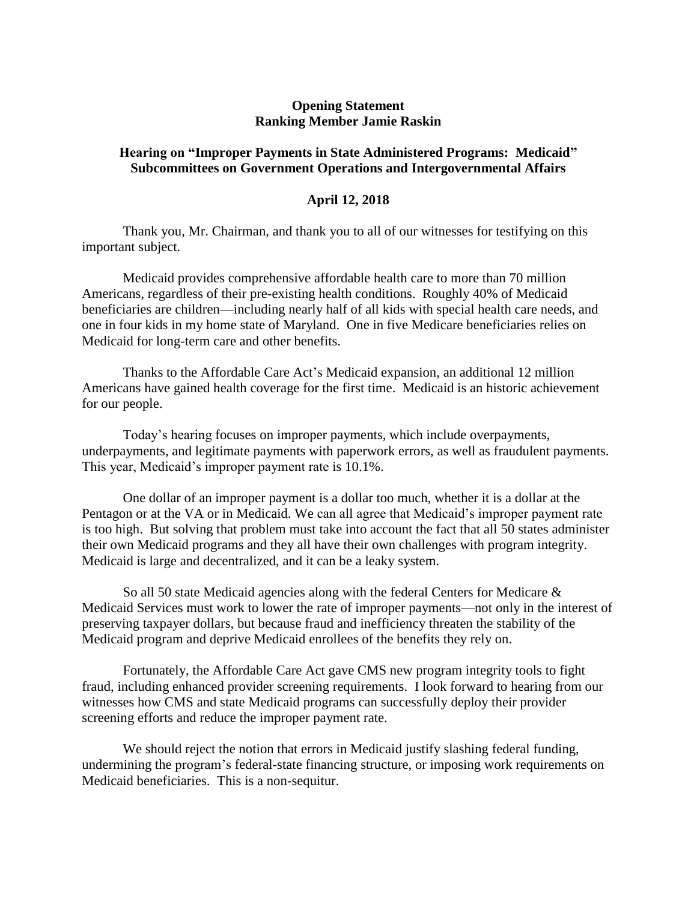**Opening Statement**
**Ranking Member Jamie Raskin**

**Hearing on "Improper Payments in State Administered Programs: Medicaid"**
**Subcommittees on Government Operations and Intergovernmental Affairs**

**April 12, 2018**

Thank you, Mr. Chairman, and thank you to all of our witnesses for testifying on this important subject.

Medicaid provides comprehensive affordable health care to more than 70 million Americans, regardless of their pre-existing health conditions. Roughly 40% of Medicaid beneficiaries are children—including nearly half of all kids with special health care needs, and one in four kids in my home state of Maryland. One in five Medicare beneficiaries relies on Medicaid for long-term care and other benefits.

Thanks to the Affordable Care Act's Medicaid expansion, an additional 12 million Americans have gained health coverage for the first time. Medicaid is an historic achievement for our people.

Today's hearing focuses on improper payments, which include overpayments, underpayments, and legitimate payments with paperwork errors, as well as fraudulent payments. This year, Medicaid's improper payment rate is 10.1%.

One dollar of an improper payment is a dollar too much, whether it is a dollar at the Pentagon or at the VA or in Medicaid. We can all agree that Medicaid's improper payment rate is too high. But solving that problem must take into account the fact that all 50 states administer their own Medicaid programs and they all have their own challenges with program integrity. Medicaid is large and decentralized, and it can be a leaky system.

So all 50 state Medicaid agencies along with the federal Centers for Medicare & Medicaid Services must work to lower the rate of improper payments—not only in the interest of preserving taxpayer dollars, but because fraud and inefficiency threaten the stability of the Medicaid program and deprive Medicaid enrollees of the benefits they rely on.

Fortunately, the Affordable Care Act gave CMS new program integrity tools to fight fraud, including enhanced provider screening requirements. I look forward to hearing from our witnesses how CMS and state Medicaid programs can successfully deploy their provider screening efforts and reduce the improper payment rate.

We should reject the notion that errors in Medicaid justify slashing federal funding, undermining the program's federal-state financing structure, or imposing work requirements on Medicaid beneficiaries. This is a non-sequitur.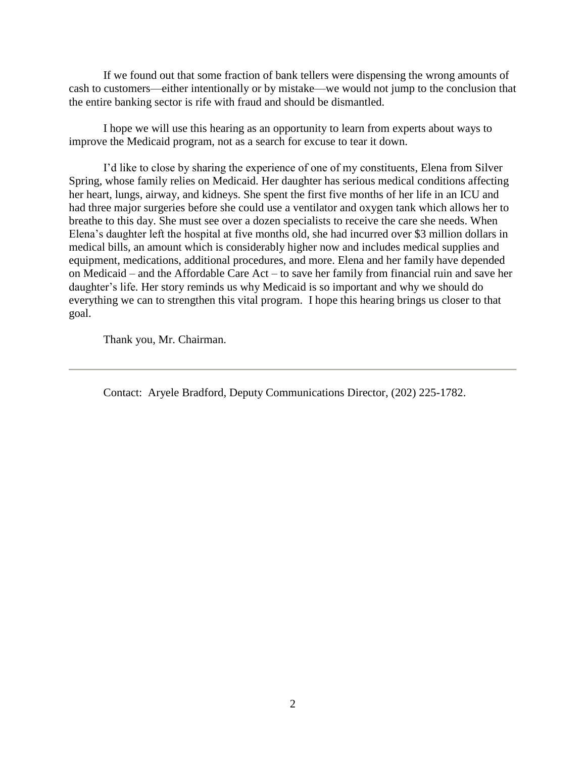If we found out that some fraction of bank tellers were dispensing the wrong amounts of cash to customers—either intentionally or by mistake—we would not jump to the conclusion that the entire banking sector is rife with fraud and should be dismantled.

I hope we will use this hearing as an opportunity to learn from experts about ways to improve the Medicaid program, not as a search for excuse to tear it down.

I'd like to close by sharing the experience of one of my constituents, Elena from Silver Spring, whose family relies on Medicaid. Her daughter has serious medical conditions affecting her heart, lungs, airway, and kidneys. She spent the first five months of her life in an ICU and had three major surgeries before she could use a ventilator and oxygen tank which allows her to breathe to this day. She must see over a dozen specialists to receive the care she needs. When Elena's daughter left the hospital at five months old, she had incurred over $3 million dollars in medical bills, an amount which is considerably higher now and includes medical supplies and equipment, medications, additional procedures, and more. Elena and her family have depended on Medicaid – and the Affordable Care Act – to save her family from financial ruin and save her daughter's life. Her story reminds us why Medicaid is so important and why we should do everything we can to strengthen this vital program. I hope this hearing brings us closer to that goal.

Thank you, Mr. Chairman.

---

Contact: Aryele Bradford, Deputy Communications Director, (202) 225-1782.